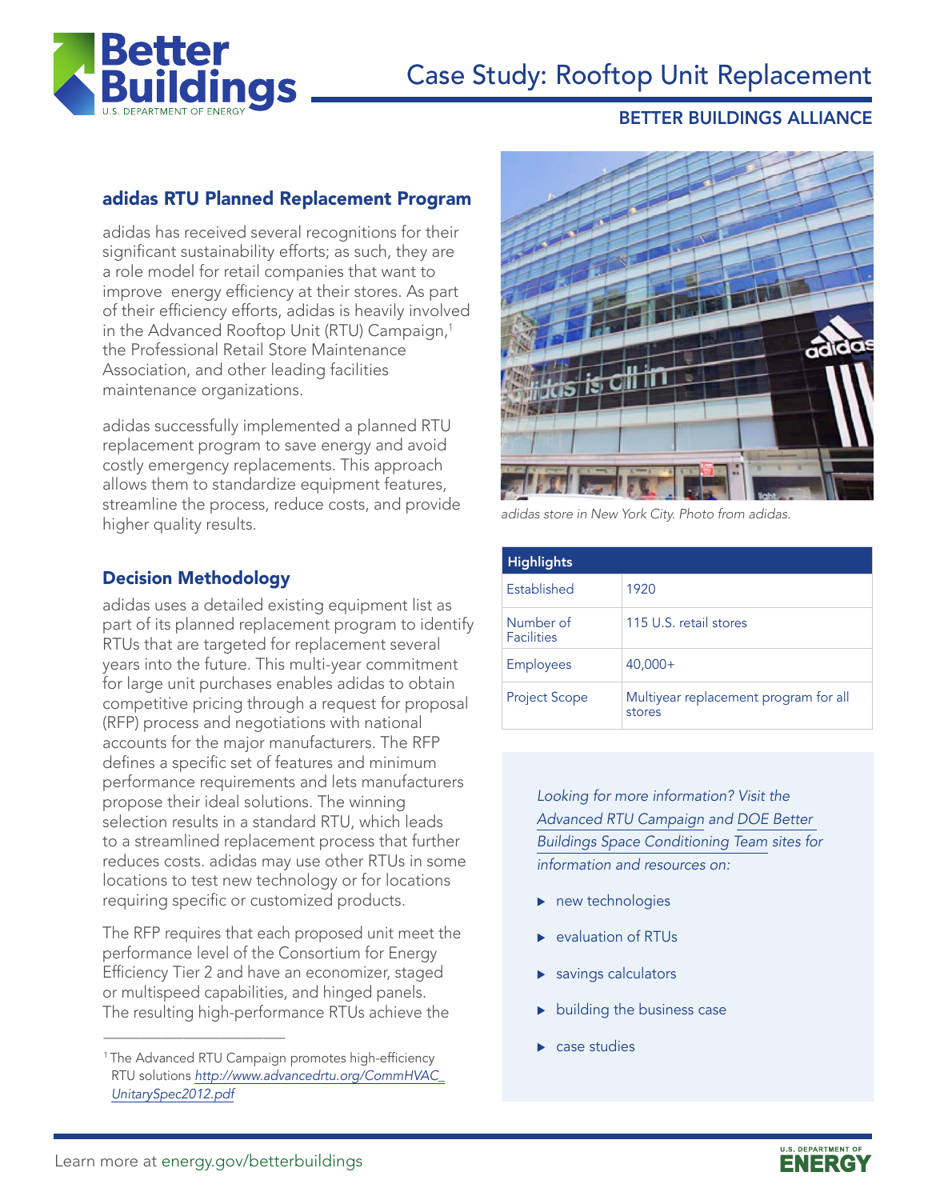# Case Study: Rooftop Unit Replacement

BETTER BUILDINGS ALLIANCE

## adidas RTU Planned Replacement Program

adidas has received several recognitions for their significant sustainability efforts; as such, they are a role model for retail companies that want to improve energy efficiency at their stores. As part of their efficiency efforts, adidas is heavily involved in the Advanced Rooftop Unit (RTU) Campaign,[1] the Professional Retail Store Maintenance Association, and other leading facilities maintenance organizations.

adidas successfully implemented a planned RTU replacement program to save energy and avoid costly emergency replacements. This approach allows them to standardize equipment features, streamline the process, reduce costs, and provide higher quality results.

*adidas store in New York City. Photo from adidas.*

| Highlights | |
|---|---|
| Established | 1920 |
| Number of Facilities | 115 U.S. retail stores |
| Employees | 40,000+ |
| Project Scope | Multiyear replacement program for all stores |

## Decision Methodology

adidas uses a detailed existing equipment list as part of its planned replacement program to identify RTUs that are targeted for replacement several years into the future. This multi-year commitment for large unit purchases enables adidas to obtain competitive pricing through a request for proposal (RFP) process and negotiations with national accounts for the major manufacturers. The RFP defines a specific set of features and minimum performance requirements and lets manufacturers propose their ideal solutions. The winning selection results in a standard RTU, which leads to a streamlined replacement process that further reduces costs. adidas may use other RTUs in some locations to test new technology or for locations requiring specific or customized products.

The RFP requires that each proposed unit meet the performance level of the Consortium for Energy Efficiency Tier 2 and have an economizer, staged or multispeed capabilities, and hinged panels. The resulting high-performance RTUs achieve the

*Looking for more information? Visit the Advanced RTU Campaign and DOE Better Buildings Space Conditioning Team sites for information and resources on:*

- new technologies
- evaluation of RTUs
- savings calculators
- building the business case
- case studies

[1] The Advanced RTU Campaign promotes high-efficiency RTU solutions *http://www.advancedrtu.org/CommHVAC_UnitarySpec2012.pdf*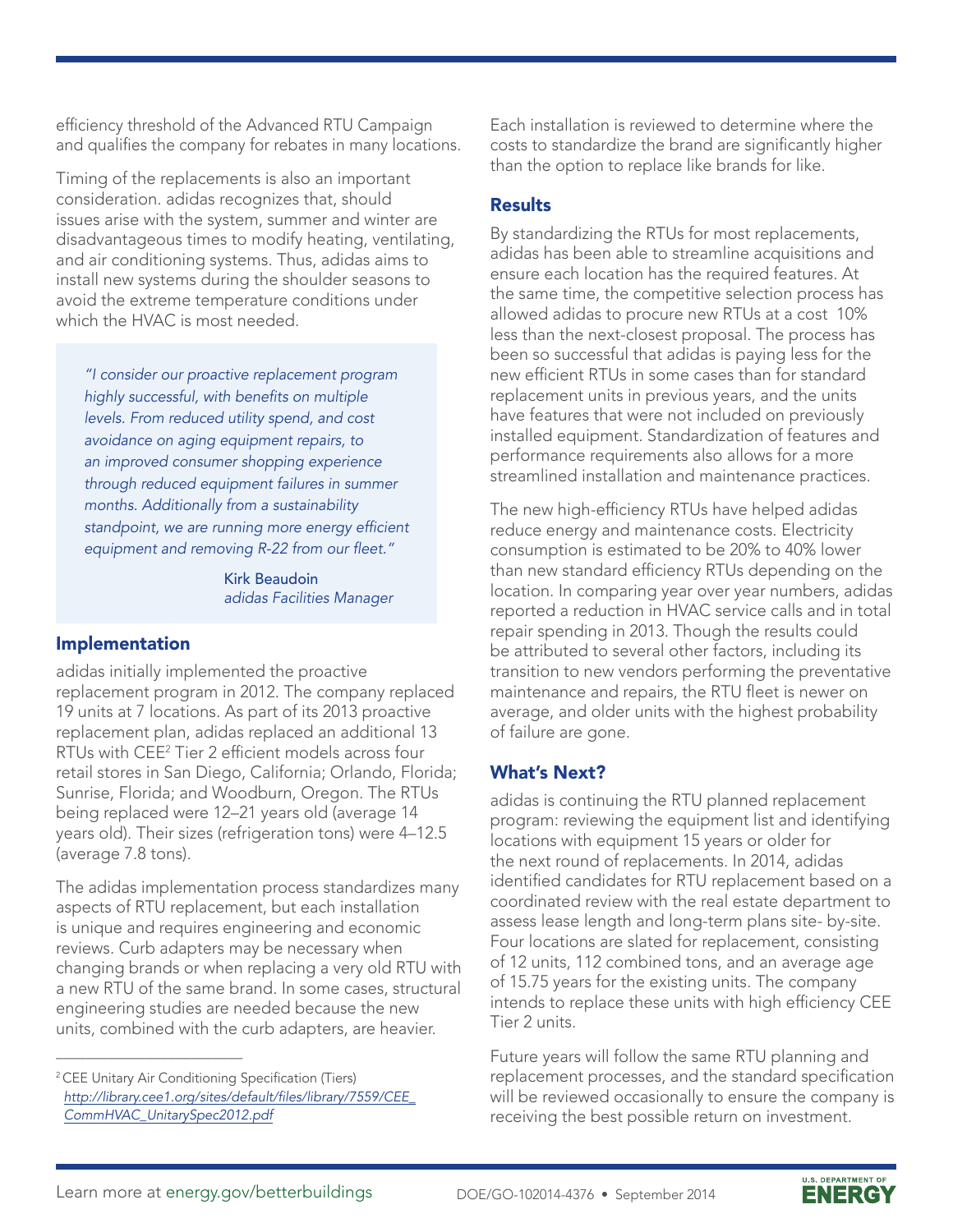efficiency threshold of the Advanced RTU Campaign and qualifies the company for rebates in many locations.

Timing of the replacements is also an important consideration. adidas recognizes that, should issues arise with the system, summer and winter are disadvantageous times to modify heating, ventilating, and air conditioning systems. Thus, adidas aims to install new systems during the shoulder seasons to avoid the extreme temperature conditions under which the HVAC is most needed.

> *"I consider our proactive replacement program highly successful, with benefits on multiple levels. From reduced utility spend, and cost avoidance on aging equipment repairs, to an improved consumer shopping experience through reduced equipment failures in summer months. Additionally from a sustainability standpoint, we are running more energy efficient equipment and removing R-22 from our fleet."*
>
> Kirk Beaudoin
> *adidas Facilities Manager*

## Implementation

adidas initially implemented the proactive replacement program in 2012. The company replaced 19 units at 7 locations. As part of its 2013 proactive replacement plan, adidas replaced an additional 13 RTUs with CEE[2] Tier 2 efficient models across four retail stores in San Diego, California; Orlando, Florida; Sunrise, Florida; and Woodburn, Oregon. The RTUs being replaced were 12–21 years old (average 14 years old). Their sizes (refrigeration tons) were 4–12.5 (average 7.8 tons).

The adidas implementation process standardizes many aspects of RTU replacement, but each installation is unique and requires engineering and economic reviews. Curb adapters may be necessary when changing brands or when replacing a very old RTU with a new RTU of the same brand. In some cases, structural engineering studies are needed because the new units, combined with the curb adapters, are heavier. Each installation is reviewed to determine where the costs to standardize the brand are significantly higher than the option to replace like brands for like.

## Results

By standardizing the RTUs for most replacements, adidas has been able to streamline acquisitions and ensure each location has the required features. At the same time, the competitive selection process has allowed adidas to procure new RTUs at a cost 10% less than the next-closest proposal. The process has been so successful that adidas is paying less for the new efficient RTUs in some cases than for standard replacement units in previous years, and the units have features that were not included on previously installed equipment. Standardization of features and performance requirements also allows for a more streamlined installation and maintenance practices.

The new high-efficiency RTUs have helped adidas reduce energy and maintenance costs. Electricity consumption is estimated to be 20% to 40% lower than new standard efficiency RTUs depending on the location. In comparing year over year numbers, adidas reported a reduction in HVAC service calls and in total repair spending in 2013. Though the results could be attributed to several other factors, including its transition to new vendors performing the preventative maintenance and repairs, the RTU fleet is newer on average, and older units with the highest probability of failure are gone.

## What's Next?

adidas is continuing the RTU planned replacement program: reviewing the equipment list and identifying locations with equipment 15 years or older for the next round of replacements. In 2014, adidas identified candidates for RTU replacement based on a coordinated review with the real estate department to assess lease length and long-term plans site- by-site. Four locations are slated for replacement, consisting of 12 units, 112 combined tons, and an average age of 15.75 years for the existing units. The company intends to replace these units with high efficiency CEE Tier 2 units.

Future years will follow the same RTU planning and replacement processes, and the standard specification will be reviewed occasionally to ensure the company is receiving the best possible return on investment.

---

[2] CEE Unitary Air Conditioning Specification (Tiers) *http://library.cee1.org/sites/default/files/library/7559/CEE_CommHVAC_UnitarySpec2012.pdf*

Learn more at energy.gov/betterbuildings

DOE/GO-102014-4376 • September 2014